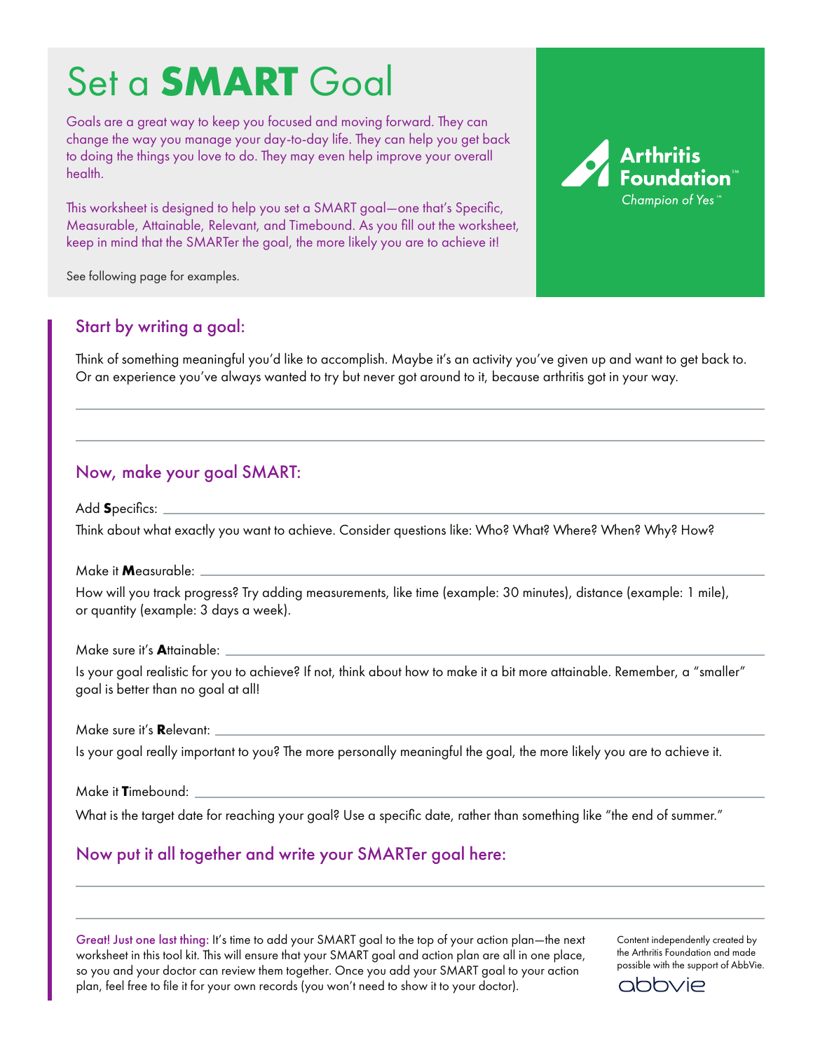# Set a **SMART** Goal

Goals are a great way to keep you focused and moving forward. They can change the way you manage your day-to-day life. They can help you get back to doing the things you love to do. They may even help improve your overall health.

This worksheet is designed to help you set a SMART goal—one that's Specific, Measurable, Attainable, Relevant, and Timebound. As you fill out the worksheet, keep in mind that the SMARTer the goal, the more likely you are to achieve it!

See following page for examples.

Arthritis Foundation℠
*Champion of Yes*℠

## Start by writing a goal:

Think of something meaningful you'd like to accomplish. Maybe it's an activity you've given up and want to get back to. Or an experience you've always wanted to try but never got around to it, because arthritis got in your way.

______________________________________________

______________________________________________

## Now, make your goal SMART:

Add **S**pecifics: ______________________________________________

Think about what exactly you want to achieve. Consider questions like: Who? What? Where? When? Why? How?

Make it **M**easurable: ______________________________________________

How will you track progress? Try adding measurements, like time (example: 30 minutes), distance (example: 1 mile), or quantity (example: 3 days a week).

Make sure it's **A**ttainable: ______________________________________________

Is your goal realistic for you to achieve? If not, think about how to make it a bit more attainable. Remember, a "smaller" goal is better than no goal at all!

Make sure it's **R**elevant: ______________________________________________

Is your goal really important to you? The more personally meaningful the goal, the more likely you are to achieve it.

Make it **T**imebound: ______________________________________________

What is the target date for reaching your goal? Use a specific date, rather than something like "the end of summer."

## Now put it all together and write your SMARTer goal here:

______________________________________________

______________________________________________

Great! Just one last thing: It's time to add your SMART goal to the top of your action plan—the next worksheet in this tool kit. This will ensure that your SMART goal and action plan are all in one place, so you and your doctor can review them together. Once you add your SMART goal to your action plan, feel free to file it for your own records (you won't need to show it to your doctor).

Content independently created by the Arthritis Foundation and made possible with the support of AbbVie.

abbvie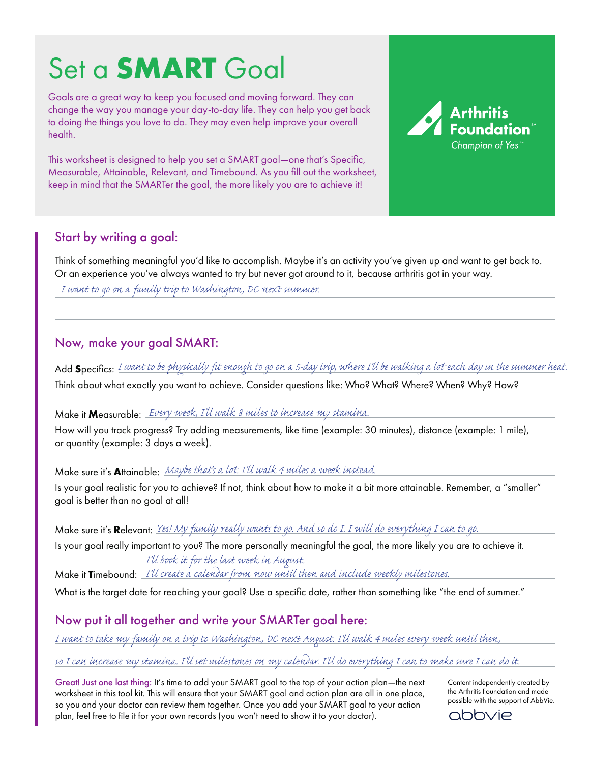# Set a **SMART** Goal

Goals are a great way to keep you focused and moving forward. They can change the way you manage your day-to-day life. They can help you get back to doing the things you love to do. They may even help improve your overall health.

This worksheet is designed to help you set a SMART goal—one that's Specific, Measurable, Attainable, Relevant, and Timebound. As you fill out the worksheet, keep in mind that the SMARTer the goal, the more likely you are to achieve it!

Arthritis Foundation℠
Champion of Yes℠

## Start by writing a goal:

Think of something meaningful you'd like to accomplish. Maybe it's an activity you've given up and want to get back to. Or an experience you've always wanted to try but never got around to it, because arthritis got in your way.

*I want to go on a family trip to Washington, DC next summer.*

## Now, make your goal SMART:

Add **S**pecifics: *I want to be physically fit enough to go on a 5-day trip, where I'll be walking a lot each day in the summer heat.*

Think about what exactly you want to achieve. Consider questions like: Who? What? Where? When? Why? How?

Make it **M**easurable: *Every week, I'll walk 8 miles to increase my stamina.*

How will you track progress? Try adding measurements, like time (example: 30 minutes), distance (example: 1 mile), or quantity (example: 3 days a week).

Make sure it's **A**ttainable: *Maybe that's a lot. I'll walk 4 miles a week instead.*

Is your goal realistic for you to achieve? If not, think about how to make it a bit more attainable. Remember, a "smaller" goal is better than no goal at all!

Make sure it's **R**elevant: *Yes! My family really wants to go. And so do I. I will do everything I can to go.*

Is your goal really important to you? The more personally meaningful the goal, the more likely you are to achieve it.

Make it **T**imebound: *I'll book it for the last week in August. I'll create a calendar from now until then and include weekly milestones.*

What is the target date for reaching your goal? Use a specific date, rather than something like "the end of summer."

## Now put it all together and write your SMARTer goal here:

*I want to take my family on a trip to Washington, DC next August. I'll walk 4 miles every week until then, so I can increase my stamina. I'll set milestones on my calendar. I'll do everything I can to make sure I can do it.*

**Great! Just one last thing:** It's time to add your SMART goal to the top of your action plan—the next worksheet in this tool kit. This will ensure that your SMART goal and action plan are all in one place, so you and your doctor can review them together. Once you add your SMART goal to your action plan, feel free to file it for your own records (you won't need to show it to your doctor).

Content independently created by the Arthritis Foundation and made possible with the support of AbbVie.

abbvie